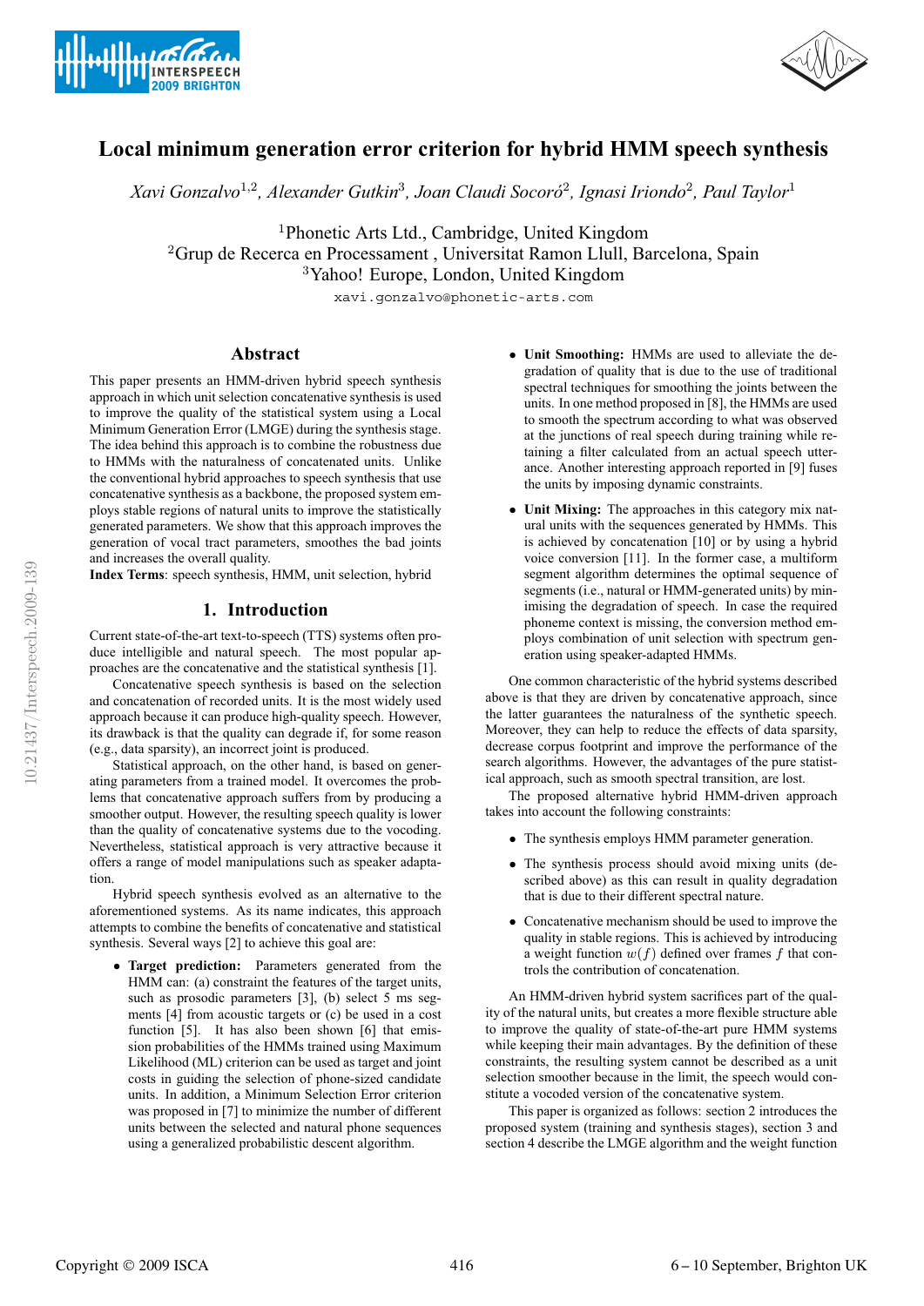# Local minimum generation error criterion for hybrid HMM speech synthesis

*Xavi Gonzalvo*[1,2], *Alexander Gutkin*[3], *Joan Claudi Socoró*[2], *Ignasi Iriondo*[2], *Paul Taylor*[1]

[1]Phonetic Arts Ltd., Cambridge, United Kingdom
[2]Grup de Recerca en Processament , Universitat Ramon Llull, Barcelona, Spain
[3]Yahoo! Europe, London, United Kingdom

xavi.gonzalvo@phonetic-arts.com

## Abstract

This paper presents an HMM-driven hybrid speech synthesis approach in which unit selection concatenative synthesis is used to improve the quality of the statistical system using a Local Minimum Generation Error (LMGE) during the synthesis stage. The idea behind this approach is to combine the robustness due to HMMs with the naturaleness of concatenated units. Unlike the conventional hybrid approaches to speech synthesis that use concatenative synthesis as a backbone, the proposed system employs stable regions of natural units to improve the statistically generated parameters. We show that this approach improves the generation of vocal tract parameters, smoothes the bad joints and increases the overall quality.

**Index Terms**: speech synthesis, HMM, unit selection, hybrid

## 1. Introduction

Current state-of-the-art text-to-speech (TTS) systems often produce intelligible and natural speech. The most popular approaches are the concatenative and the statistical synthesis [1].

Concatenative speech synthesis is based on the selection and concatenation of recorded units. It is the most widely used approach because it can produce high-quality speech. However, its drawback is that the quality can degrade if, for some reason (e.g., data sparsity), an incorrect joint is produced.

Statistical approach, on the other hand, is based on generating parameters from a trained model. It overcomes the problems that concatenative approach suffers from by producing a smoother output. However, the resulting speech quality is lower than the quality of concatenative systems due to the vocoding. Nevertheless, statistical approach is very attractive because it offers a range of model manipulations such as speaker adaptation.

Hybrid speech synthesis evolved as an alternative to the aforementioned systems. As its name indicates, this approach attempts to combine the benefits of concatenative and statistical synthesis. Several ways [2] to achieve this goal are:

- **Target prediction:** Parameters generated from the HMM can: (a) constraint the features of the target units, such as prosodic parameters [3], (b) select 5 ms segments [4] from acoustic targets or (c) be used in a cost function [5]. It has also been shown [6] that emission probabilities of the HMMs trained using Maximum Likelihood (ML) criterion can be used as target and joint costs in guiding the selection of phone-sized candidate units. In addition, a Minimum Selection Error criterion was proposed in [7] to minimize the number of different units between the selected and natural phone sequences using a generalized probabilistic descent algorithm.
- **Unit Smoothing:** HMMs are used to alleviate the degradation of quality that is due to the use of traditional spectral techniques for smoothing the joints between the units. In one method proposed in [8], the HMMs are used to smooth the spectrum according to what was observed at the junctions of real speech during training while retaining a filter calculated from an actual speech utterance. Another interesting approach reported in [9] fuses the units by imposing dynamic constraints.
- **Unit Mixing:** The approaches in this category mix natural units with the sequences generated by HMMs. This is achieved by concatenation [10] or by using a hybrid voice conversion [11]. In the former case, a multiform segment algorithm determines the optimal sequence of segments (i.e., natural or HMM-generated units) by minimising the degradation of speech. In case the required phoneme context is missing, the conversion method employs combination of unit selection with spectrum generation using speaker-adapted HMMs.

One common characteristic of the hybrid systems described above is that they are driven by concatenative approach, since the latter guarantees the naturalness of the synthetic speech. Moreover, they can help to reduce the effects of data sparsity, decrease corpus footprint and improve the performance of the search algorithms. However, the advantages of the pure statistical approach, such as smooth spectral transition, are lost.

The proposed alternative hybrid HMM-driven approach takes into account the following constraints:

- The synthesis employs HMM parameter generation.
- The synthesis process should avoid mixing units (described above) as this can result in quality degradation that is due to their different spectral nature.
- Concatenative mechanism should be used to improve the quality in stable regions. This is achieved by introducing a weight function $w(f)$ defined over frames $f$ that controls the contribution of concatenation.

An HMM-driven hybrid system sacrifices part of the quality of the natural units, but creates a more flexible structure able to improve the quality of state-of-the-art pure HMM systems while keeping their main advantages. By the definition of these constraints, the resulting system cannot be described as a unit selection smoother because in the limit, the speech would constitute a vocoded version of the concatenative system.

This paper is organized as follows: section 2 introduces the proposed system (training and synthesis stages), section 3 and section 4 describe the LMGE algorithm and the weight function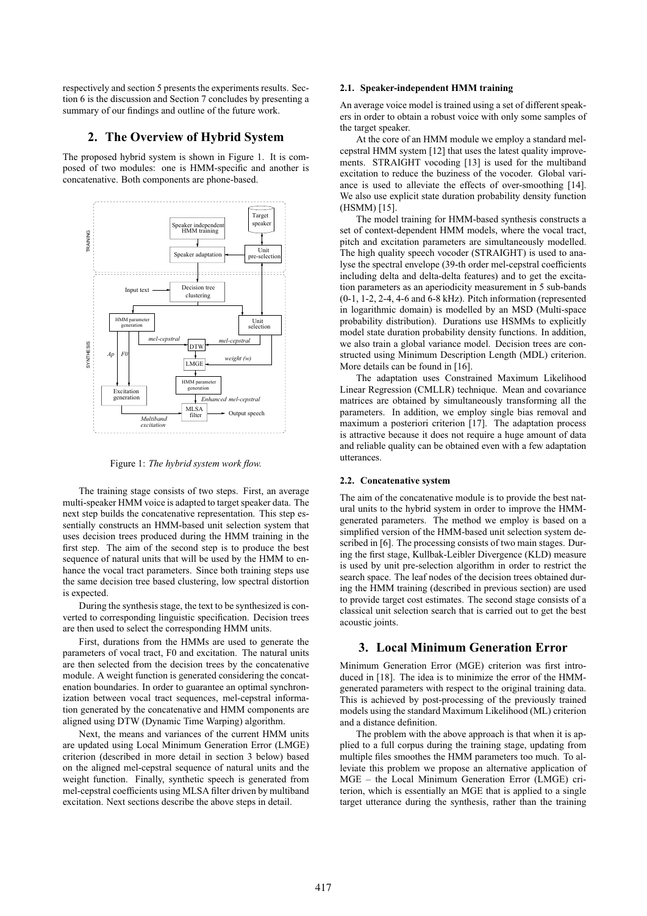respectively and section 5 presents the experiments results. Section 6 is the discussion and Section 7 concludes by presenting a summary of our findings and outline of the future work.

## 2. The Overview of Hybrid System

The proposed hybrid system is shown in Figure 1. It is composed of two modules: one is HMM-specific and another is concatenative. Both components are phone-based.

Figure 1: *The hybrid system work flow.*

The training stage consists of two steps. First, an average multi-speaker HMM voice is adapted to target speaker data. The next step builds the concatenative representation. This step essentially constructs an HMM-based unit selection system that uses decision trees produced during the HMM training in the first step. The aim of the second step is to produce the best sequence of natural units that will be used by the HMM to enhance the vocal tract parameters. Since both training steps use the same decision tree based clustering, low spectral distortion is expected.

During the synthesis stage, the text to be synthesized is converted to corresponding linguistic specification. Decision trees are then used to select the corresponding HMM units.

First, durations from the HMMs are used to generate the parameters of vocal tract, F0 and excitation. The natural units are then selected from the decision trees by the concatenative module. A weight function is generated considering the concatenation boundaries. In order to guarantee an optimal synchronization between vocal tract sequences, mel-cepstral information generated by the concatenative and HMM components are aligned using DTW (Dynamic Time Warping) algorithm.

Next, the means and variances of the current HMM units are updated using Local Minimum Generation Error (LMGE) criterion (described in more detail in section 3 below) based on the aligned mel-cepstral sequence of natural units and the weight function. Finally, synthetic speech is generated from mel-cepstral coefficients using MLSA filter driven by multiband excitation. Next sections describe the above steps in detail.

### 2.1. Speaker-independent HMM training

An average voice model is trained using a set of different speakers in order to obtain a robust voice with only some samples of the target speaker.

At the core of an HMM module we employ a standard mel-cepstral HMM system [12] that uses the latest quality improvements. STRAIGHT vocoding [13] is used for the multiband excitation to reduce the buziness of the vocoder. Global variance is used to alleviate the effects of over-smoothing [14]. We also use explicit state duration probability density function (HSMM) [15].

The model training for HMM-based synthesis constructs a set of context-dependent HMM models, where the vocal tract, pitch and excitation parameters are simultaneously modelled. The high quality speech vocoder (STRAIGHT) is used to analyse the spectral envelope (39-th order mel-cepstral coefficients including delta and delta-delta features) and to get the excitation parameters as an aperiodicity measurement in 5 sub-bands (0-1, 1-2, 2-4, 4-6 and 6-8 kHz). Pitch information (represented in logarithmic domain) is modelled by an MSD (Multi-space probability distribution). Durations use HSMMs to explicitly model state duration probability density functions. In addition, we also train a global variance model. Decision trees are constructed using Minimum Description Length (MDL) criterion. More details can be found in [16].

The adaptation uses Constrained Maximum Likelihood Linear Regression (CMLLR) technique. Mean and covariance matrices are obtained by simultaneously transforming all the parameters. In addition, we employ single bias removal and maximum a posteriori criterion [17]. The adaptation process is attractive because it does not require a huge amount of data and reliable quality can be obtained even with a few adaptation utterances.

### 2.2. Concatenative system

The aim of the concatenative module is to provide the best natural units to the hybrid system in order to improve the HMM-generated parameters. The method we employ is based on a simplified version of the HMM-based unit selection system described in [6]. The processing consists of two main stages. During the first stage, Kullbak-Leibler Divergence (KLD) measure is used by unit pre-selection algorithm in order to restrict the search space. The leaf nodes of the decision trees obtained during the HMM training (described in previous section) are used to provide target cost estimates. The second stage consists of a classical unit selection search that is carried out to get the best acoustic joints.

## 3. Local Minimum Generation Error

Minimum Generation Error (MGE) criterion was first introduced in [18]. The idea is to minimize the error of the HMM-generated parameters with respect to the original training data. This is achieved by post-processing of the previously trained models using the standard Maximum Likelihood (ML) criterion and a distance definition.

The problem with the above approach is that when it is applied to a full corpus during the training stage, updating from multiple files smoothes the HMM parameters too much. To alleviate this problem we propose an alternative application of MGE – the Local Minimum Generation Error (LMGE) criterion, which is essentially an MGE that is applied to a single target utterance during the synthesis, rather than the training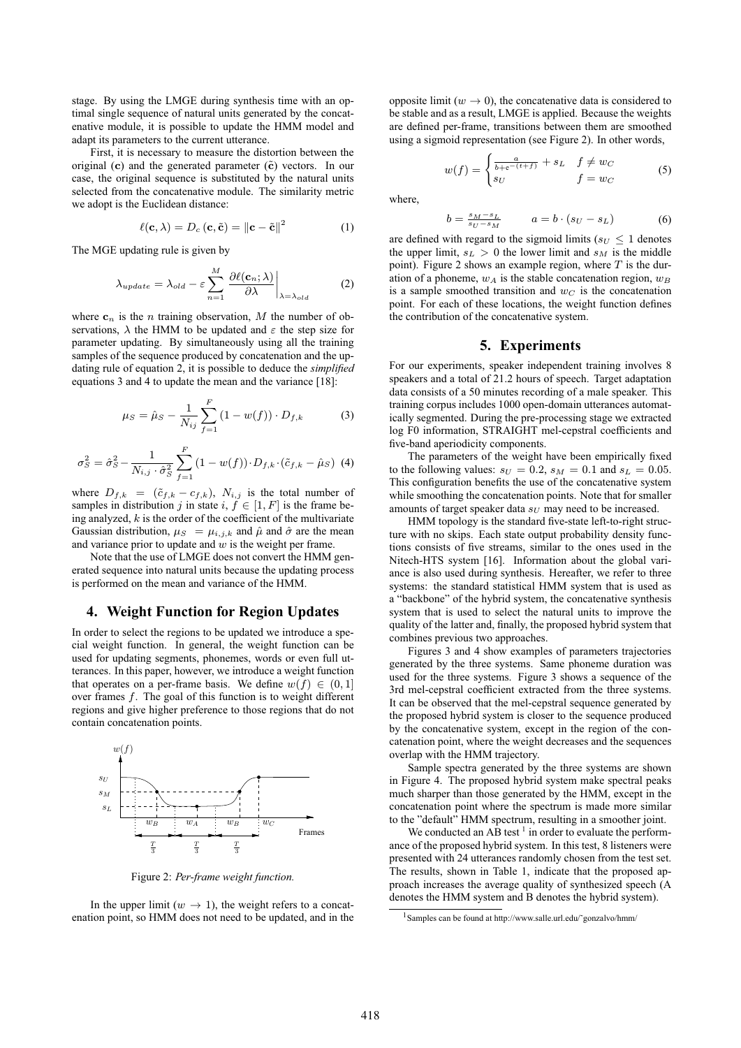stage. By using the LMGE during synthesis time with an optimal single sequence of natural units generated by the concatenative module, it is possible to update the HMM model and adapt its parameters to the current utterance.

First, it is necessary to measure the distortion between the original ($\mathbf{c}$) and the generated parameter ($\tilde{\mathbf{c}}$) vectors. In our case, the original sequence is substituted by the natural units selected from the concatenative module. The similarity metric we adopt is the Euclidean distance:

$$\ell(\mathbf{c}, \lambda) = D_c(\mathbf{c}, \tilde{\mathbf{c}}) = \|\mathbf{c} - \tilde{\mathbf{c}}\|^2 \tag{1}$$

The MGE updating rule is given by

$$\lambda_{update} = \lambda_{old} - \varepsilon \sum_{n=1}^{M} \left. \frac{\partial \ell(\mathbf{c}_n; \lambda)}{\partial \lambda} \right|_{\lambda = \lambda_{old}} \tag{2}$$

where $\mathbf{c}_n$ is the $n$ training observation, $M$ the number of observations, $\lambda$ the HMM to be updated and $\varepsilon$ the step size for parameter updating. By simultaneously using all the training samples of the sequence produced by concatenation and the updating rule of equation 2, it is possible to deduce the *simplified* equations 3 and 4 to update the mean and the variance [18]:

$$\mu_S = \hat{\mu}_S - \frac{1}{N_{ij}} \sum_{f=1}^{F} (1 - w(f)) \cdot D_{f,k} \tag{3}$$

$$\sigma_S^2 = \hat{\sigma}_S^2 - \frac{1}{N_{i,j} \cdot \hat{\sigma}_S^2} \sum_{f=1}^{F} (1 - w(f)) \cdot D_{f,k} \cdot (\tilde{c}_{f,k} - \hat{\mu}_S) \tag{4}$$

where $D_{f,k} = (\tilde{c}_{f,k} - c_{f,k})$, $N_{i,j}$ is the total number of samples in distribution $j$ in state $i$, $f \in [1, F]$ is the frame being analyzed, $k$ is the order of the coefficient of the multivariate Gaussian distribution, $\mu_S = \mu_{i,j,k}$ and $\hat{\mu}$ and $\hat{\sigma}$ are the mean and variance prior to update and $w$ is the weight per frame.

Note that the use of LMGE does not convert the HMM generated sequence into natural units because the updating process is performed on the mean and variance of the HMM.

## 4. Weight Function for Region Updates

In order to select the regions to be updated we introduce a special weight function. In general, the weight function can be used for updating segments, phonemes, words or even full utterances. In this paper, however, we introduce a weight function that operates on a per-frame basis. We define $w(f) \in (0, 1]$ over frames $f$. The goal of this function is to weight different regions and give higher preference to those regions that do not contain concatenation points.

Figure 2: *Per-frame weight function.*

In the upper limit ($w \to 1$), the weight refers to a concatenation point, so HMM does not need to be updated, and in the opposite limit ($w \to 0$), the concatenative data is considered to be stable and as a result, LMGE is applied. Because the weights are defined per-frame, transitions between them are smoothed using a sigmoid representation (see Figure 2). In other words,

$$w(f) = \begin{cases} \frac{a}{b + e^{-(t+f)}} + s_L & f \neq w_C \\ s_U & f = w_C \end{cases} \tag{5}$$

where,

$$b = \frac{s_M - s_L}{s_U - s_M} \qquad a = b \cdot (s_U - s_L) \tag{6}$$

are defined with regard to the sigmoid limits ($s_U \leq 1$ denotes the upper limit, $s_L > 0$ the lower limit and $s_M$ is the middle point). Figure 2 shows an example region, where $T$ is the duration of a phoneme, $w_A$ is the stable concatenation region, $w_B$ is a sample smoothed transition and $w_C$ is the concatenation point. For each of these locations, the weight function defines the contribution of the concatenative system.

## 5. Experiments

For our experiments, speaker independent training involves 8 speakers and a total of 21.2 hours of speech. Target adaptation data consists of a 50 minutes recording of a male speaker. This training corpus includes 1000 open-domain utterances automatically segmented. During the pre-processing stage we extracted log F0 information, STRAIGHT mel-cepstral coefficients and five-band aperiodicity components.

The parameters of the weight have been empirically fixed to the following values: $s_U = 0.2$, $s_M = 0.1$ and $s_L = 0.05$. This configuration benefits the use of the concatenative system while smoothing the concatenation points. Note that for smaller amounts of target speaker data $s_U$ may need to be increased.

HMM topology is the standard five-state left-to-right structure with no skips. Each state output probability density functions consists of five streams, similar to the ones used in the Nitech-HTS system [16]. Information about the global variance is also used during synthesis. Hereafter, we refer to three systems: the standard statistical HMM system that is used as a "backbone" of the hybrid system, the concatenative synthesis system that is used to select the natural units to improve the quality of the latter and, finally, the proposed hybrid system that combines previous two approaches.

Figures 3 and 4 show examples of parameters trajectories generated by the three systems. Same phoneme duration was used for the three systems. Figure 3 shows a sequence of the 3rd mel-cepstral coefficient extracted from the three systems. It can be observed that the mel-cepstral sequence generated by the proposed hybrid system is closer to the sequence produced by the concatenative system, except in the region of the concatenation point, where the weight decreases and the sequences overlap with the HMM trajectory.

Sample spectra generated by the three systems are shown in Figure 4. The proposed hybrid system make spectral peaks much sharper than those generated by the HMM, except in the concatenation point where the spectrum is made more similar to the "default" HMM spectrum, resulting in a smoother joint.

We conducted an AB test [1] in order to evaluate the performance of the proposed hybrid system. In this test, 8 listeners were presented with 24 utterances randomly chosen from the test set. The results, shown in Table 1, indicate that the proposed approach increases the average quality of synthesized speech (A denotes the HMM system and B denotes the hybrid system).

[1] Samples can be found at http://www.salle.url.edu/~gonzalvo/hmm/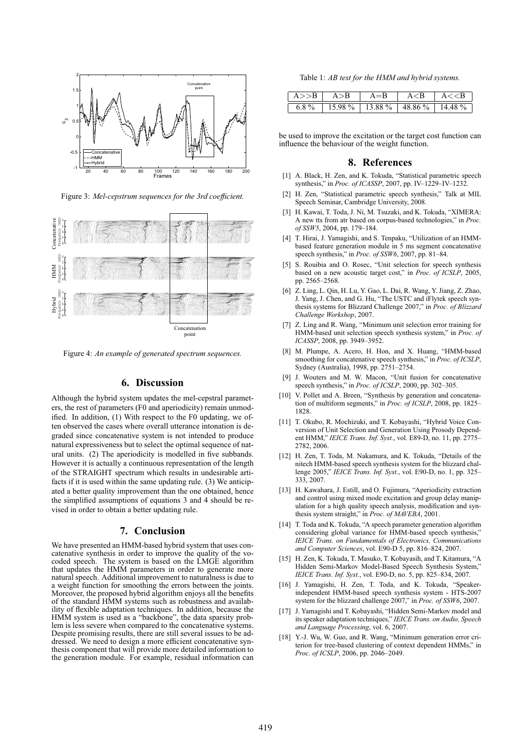Concatenation point

2
1.5
1
$c_3$ 0.5
0
-0.5
-1

Concatenative
HMM
Hybrid

20 40 60 80 100 120 140 160 180 200
Frames

Figure 3: *Mel-cepstrum sequences for the 3rd coefficient.*

Concatenative
HMM
Hybrid
Frequency [kHz]

Concatenation point

Figure 4: *An example of generated spectrum sequences.*

## 6. Discussion

Although the hybrid system updates the mel-cepstral parameters, the rest of parameters (F0 and aperiodicity) remain unmodified. In addition, (1) With respect to the F0 updating, we often observed the cases where overall utterance intonation is degraded since concatenative system is not intended to produce natural expressiveness but to select the optimal sequence of natural units. (2) The aperiodicity is modelled in five subbands. However it is actually a continuous representation of the length of the STRAIGHT spectrum which results in undesirable artifacts if it is used within the same updating rule. (3) We anticipated a better quality improvement than the one obtained, hence the simplified assumptions of equations 3 and 4 should be revised in order to obtain a better updating rule.

## 7. Conclusion

We have presented an HMM-based hybrid system that uses concatenative synthesis in order to improve the quality of the vocoded speech. The system is based on the LMGE algorithm that updates the HMM parameters in order to generate more natural speech. Additional improvement to naturalness is due to a weight function for smoothing the errors between the joints. Moreover, the proposed hybrid algorithm enjoys all the benefits of the standard HMM systems such as robustness and availability of flexible adaptation techniques. In addition, because the HMM system is used as a "backbone", the data sparsity problem is less severe when compared to the concatenative systems. Despite promising results, there are still several issues to be addressed. We need to design a more efficient concatenative synthesis component that will provide more detailed information to the generation module. For example, residual information can be used to improve the excitation or the target cost function can influence the behaviour of the weight function.

Table 1: *AB test for the HMM and hybrid systems.*

| A>>B | A>B | A=B | A<B | A<<B |
| --- | --- | --- | --- | --- |
| 6.8 % | 15.98 % | 13.88 % | 48.86 % | 14.48 % |

## 8. References

[1] A. Black, H. Zen, and K. Tokuda, "Statistical parametric speech synthesis," in *Proc. of ICASSP*, 2007, pp. IV–1229–IV–1232.

[2] H. Zen, "Statistical parametric speech synthesis," Talk at MIL Speech Seminar, Cambridge University, 2008.

[3] H. Kawai, T. Toda, J. Ni, M. Tsuzaki, and K. Tokuda, "XIMERA: A new tts from atr based on corpus-based technologies," in *Proc. of SSW5*, 2004, pp. 179–184.

[4] T. Hirai, J. Yamagishi, and S. Tenpaku, "Utilization of an HMM-based feature generation module in 5 ms segment concatenative speech synthesis," in *Proc. of SSW6*, 2007, pp. 81–84.

[5] S. Rouibia and O. Rosec, "Unit selection for speech synthesis based on a new acoustic target cost," in *Proc. of ICSLP*, 2005, pp. 2565–2568.

[6] Z. Ling, L. Qin, H. Lu, Y. Gao, L. Dai, R. Wang, Y. Jiang, Z. Zhao, J. Yang, J. Chen, and G. Hu, "The USTC and iFlytek speech synthesis systems for Blizzard Challenge 2007," in *Proc. of Blizzard Challenge Workshop*, 2007.

[7] Z. Ling and R. Wang, "Minimum unit selection error training for HMM-based unit selection speech synthesis system," in *Proc. of ICASSP*, 2008, pp. 3949–3952.

[8] M. Plumpe, A. Acero, H. Hon, and X. Huang, "HMM-based smoothing for concatenative speech synthesis," in *Proc. of ICSLP*, Sydney (Australia), 1998, pp. 2751–2754.

[9] J. Wouters and M. W. Macon, "Unit fusion for concatenative speech synthesis," in *Proc. of ICSLP*, 2000, pp. 302–305.

[10] V. Pollet and A. Breen, "Synthesis by generation and concatenation of multiform segments," in *Proc. of ICSLP*, 2008, pp. 1825–1828.

[11] T. Okubo, R. Mochizuki, and T. Kobayashi, "Hybrid Voice Conversion of Unit Selection and Generation Using Prosody Dependent HMM," *IEICE Trans. Inf. Syst.*, vol. E89-D, no. 11, pp. 2775–2782, 2006.

[12] H. Zen, T. Toda, M. Nakamura, and K. Tokuda, "Details of the nitech HMM-based speech synthesis system for the blizzard challenge 2005," *IEICE Trans. Inf. Syst.*, vol. E90-D, no. 1, pp. 325–333, 2007.

[13] H. Kawahara, J. Estill, and O. Fujimura, "Aperiodicity extraction and control using mixed mode excitation and group delay manipulation for a high quality speech analysis, modification and synthesis system straight," in *Proc. of MAVEBA*, 2001.

[14] T. Toda and K. Tokuda, "A speech parameter generation algorithm considering global variance for HMM-based speech synthesis," *IEICE Trans. on Fundamentals of Electronics, Communications and Computer Sciences*, vol. E90-D 5, pp. 816–824, 2007.

[15] H. Zen, K. Tokuda, T. Masuko, T. Kobayasih, and T. Kitamura, "A Hidden Semi-Markov Model-Based Speech Synthesis System," *IEICE Trans. Inf. Syst.*, vol. E90-D, no. 5, pp. 825–834, 2007.

[16] J. Yamagishi, H. Zen, T. Toda, and K. Tokuda, "Speaker-independent HMM-based speech synthesis system - HTS-2007 system for the blizzard challenge 2007," in *Proc. of SSW6*, 2007.

[17] J. Yamagishi and T. Kobayashi, "Hidden Semi-Markov model and its speaker adaptation techniques," *IEICE Trans. on Audio, Speech and Language Processing*, vol. 6, 2007.

[18] Y.-J. Wu, W. Guo, and R. Wang, "Minimum generation error criterion for tree-based clustering of context dependent HMMs," in *Proc. of ICSLP*, 2006, pp. 2046–2049.